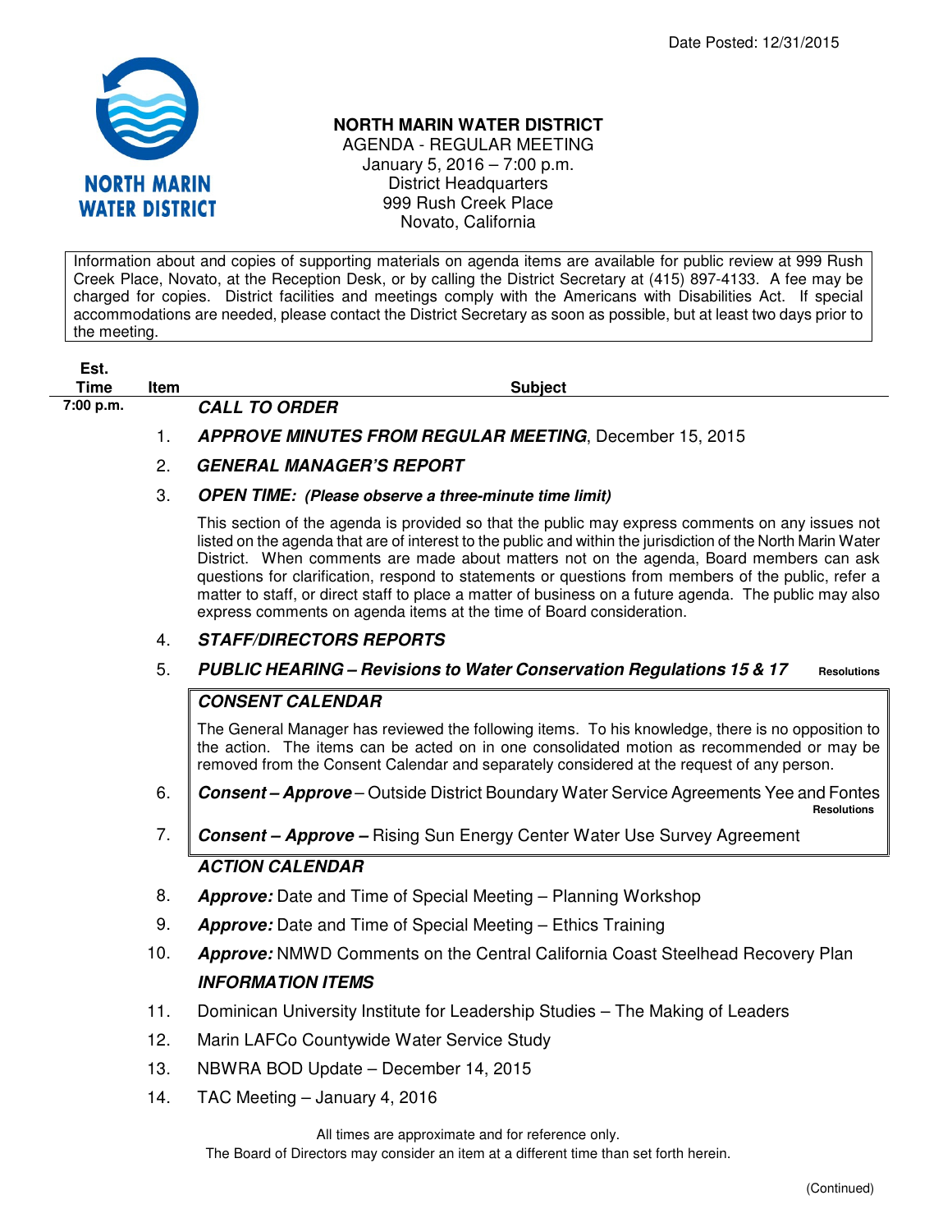Date Posted: 12/31/2015

NORTH MARIN WATER DISTRICT

# NORTH MARIN WATER DISTRICT

AGENDA - REGULAR MEETING
January 5, 2016 – 7:00 p.m.
District Headquarters
999 Rush Creek Place
Novato, California

Information about and copies of supporting materials on agenda items are available for public review at 999 Rush Creek Place, Novato, at the Reception Desk, or by calling the District Secretary at (415) 897-4133. A fee may be charged for copies. District facilities and meetings comply with the Americans with Disabilities Act. If special accommodations are needed, please contact the District Secretary as soon as possible, but at least two days prior to the meeting.

| Est. Time | Item | Subject |
|---|---|---|
| 7:00 p.m. | | ***CALL TO ORDER*** |
| | 1. | ***APPROVE MINUTES FROM REGULAR MEETING***, December 15, 2015 |
| | 2. | ***GENERAL MANAGER'S REPORT*** |
| | 3. | ***OPEN TIME: (Please observe a three-minute time limit)*** This section of the agenda is provided so that the public may express comments on any issues not listed on the agenda that are of interest to the public and within the jurisdiction of the North Marin Water District. When comments are made about matters not on the agenda, Board members can ask questions for clarification, respond to statements or questions from members of the public, refer a matter to staff, or direct staff to place a matter of business on a future agenda. The public may also express comments on agenda items at the time of Board consideration. |
| | 4. | ***STAFF/DIRECTORS REPORTS*** |
| | 5. | ***PUBLIC HEARING – Revisions to Water Conservation Regulations 15 & 17*** **Resolutions** |
| | | ***CONSENT CALENDAR*** The General Manager has reviewed the following items. To his knowledge, there is no opposition to the action. The items can be acted on in one consolidated motion as recommended or may be removed from the Consent Calendar and separately considered at the request of any person. |
| | 6. | ***Consent – Approve*** – Outside District Boundary Water Service Agreements Yee and Fontes **Resolutions** |
| | 7. | ***Consent – Approve –*** Rising Sun Energy Center Water Use Survey Agreement |
| | | ***ACTION CALENDAR*** |
| | 8. | ***Approve:*** Date and Time of Special Meeting – Planning Workshop |
| | 9. | ***Approve:*** Date and Time of Special Meeting – Ethics Training |
| | 10. | ***Approve:*** NMWD Comments on the Central California Coast Steelhead Recovery Plan |
| | | ***INFORMATION ITEMS*** |
| | 11. | Dominican University Institute for Leadership Studies – The Making of Leaders |
| | 12. | Marin LAFCo Countywide Water Service Study |
| | 13. | NBWRA BOD Update – December 14, 2015 |
| | 14. | TAC Meeting – January 4, 2016 |

All times are approximate and for reference only.
The Board of Directors may consider an item at a different time than set forth herein.

(Continued)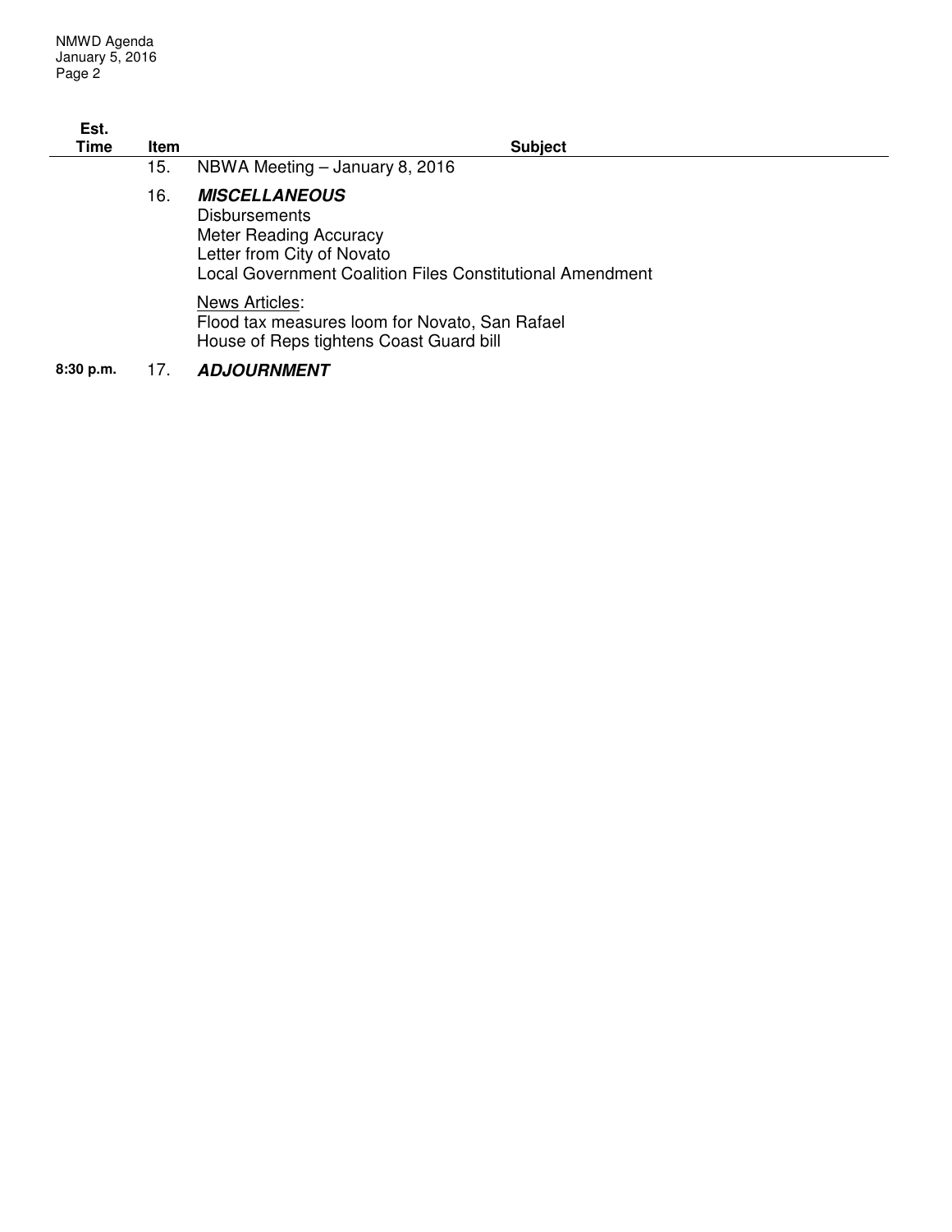| Est. Time | Item | Subject |
|---|---|---|
| | 15. | NBWA Meeting – January 8, 2016 |
| | 16. | ***MISCELLANEOUS***<br>Disbursements<br>Meter Reading Accuracy<br>Letter from City of Novato<br>Local Government Coalition Files Constitutional Amendment<br><br><u>News Articles</u>:<br>Flood tax measures loom for Novato, San Rafael<br>House of Reps tightens Coast Guard bill |
| 8:30 p.m. | 17. | ***ADJOURNMENT*** |